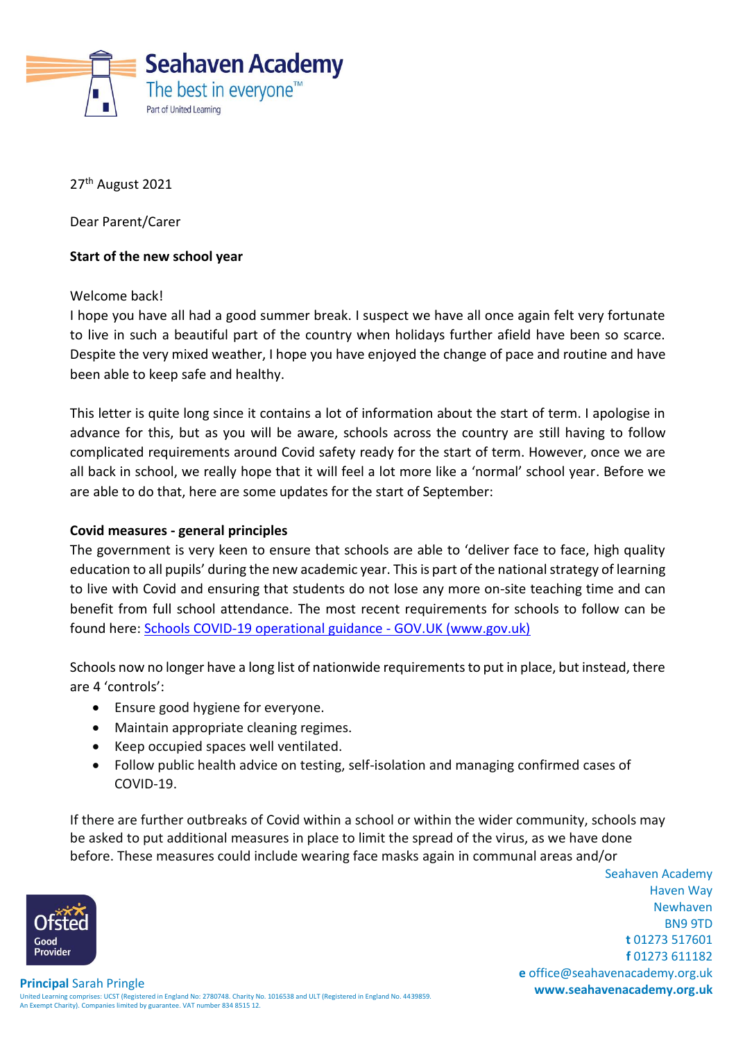27th August 2021

Dear Parent/Carer

**Start of the new school year**

Welcome back!
I hope you have all had a good summer break. I suspect we have all once again felt very fortunate to live in such a beautiful part of the country when holidays further afield have been so scarce. Despite the very mixed weather, I hope you have enjoyed the change of pace and routine and have been able to keep safe and healthy.

This letter is quite long since it contains a lot of information about the start of term. I apologise in advance for this, but as you will be aware, schools across the country are still having to follow complicated requirements around Covid safety ready for the start of term. However, once we are all back in school, we really hope that it will feel a lot more like a 'normal' school year. Before we are able to do that, here are some updates for the start of September:

**Covid measures - general principles**

The government is very keen to ensure that schools are able to 'deliver face to face, high quality education to all pupils' during the new academic year. This is part of the national strategy of learning to live with Covid and ensuring that students do not lose any more on-site teaching time and can benefit from full school attendance. The most recent requirements for schools to follow can be found here: Schools COVID-19 operational guidance - GOV.UK (www.gov.uk)

Schools now no longer have a long list of nationwide requirements to put in place, but instead, there are 4 'controls':

- Ensure good hygiene for everyone.
- Maintain appropriate cleaning regimes.
- Keep occupied spaces well ventilated.
- Follow public health advice on testing, self-isolation and managing confirmed cases of COVID-19.

If there are further outbreaks of Covid within a school or within the wider community, schools may be asked to put additional measures in place to limit the spread of the virus, as we have done before. These measures could include wearing face masks again in communal areas and/or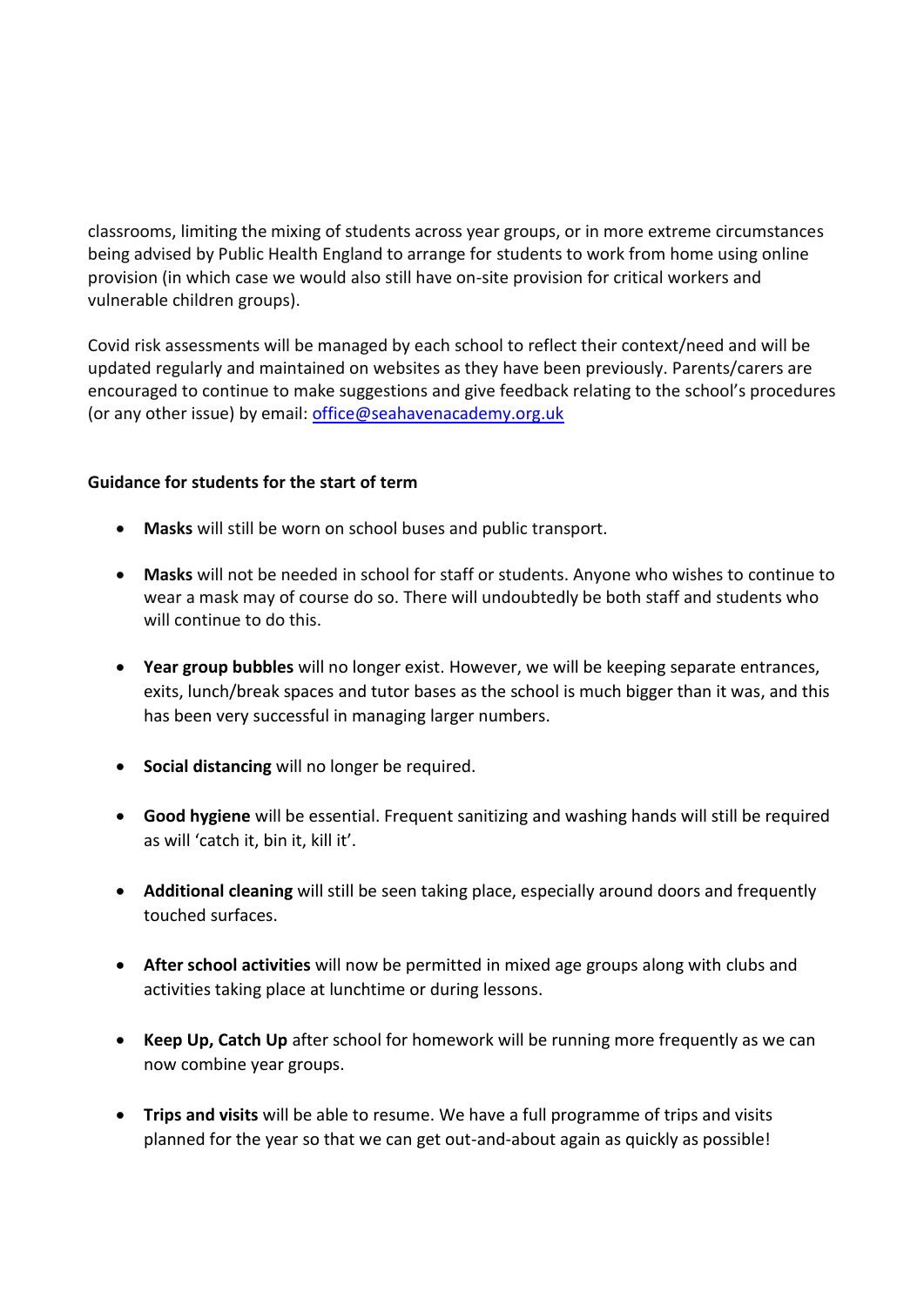classrooms, limiting the mixing of students across year groups, or in more extreme circumstances being advised by Public Health England to arrange for students to work from home using online provision (in which case we would also still have on-site provision for critical workers and vulnerable children groups).

Covid risk assessments will be managed by each school to reflect their context/need and will be updated regularly and maintained on websites as they have been previously. Parents/carers are encouraged to continue to make suggestions and give feedback relating to the school's procedures (or any other issue) by email: office@seahavenacademy.org.uk

**Guidance for students for the start of term**

- **Masks** will still be worn on school buses and public transport.
- **Masks** will not be needed in school for staff or students. Anyone who wishes to continue to wear a mask may of course do so. There will undoubtedly be both staff and students who will continue to do this.
- **Year group bubbles** will no longer exist. However, we will be keeping separate entrances, exits, lunch/break spaces and tutor bases as the school is much bigger than it was, and this has been very successful in managing larger numbers.
- **Social distancing** will no longer be required.
- **Good hygiene** will be essential. Frequent sanitizing and washing hands will still be required as will 'catch it, bin it, kill it'.
- **Additional cleaning** will still be seen taking place, especially around doors and frequently touched surfaces.
- **After school activities** will now be permitted in mixed age groups along with clubs and activities taking place at lunchtime or during lessons.
- **Keep Up, Catch Up** after school for homework will be running more frequently as we can now combine year groups.
- **Trips and visits** will be able to resume. We have a full programme of trips and visits planned for the year so that we can get out-and-about again as quickly as possible!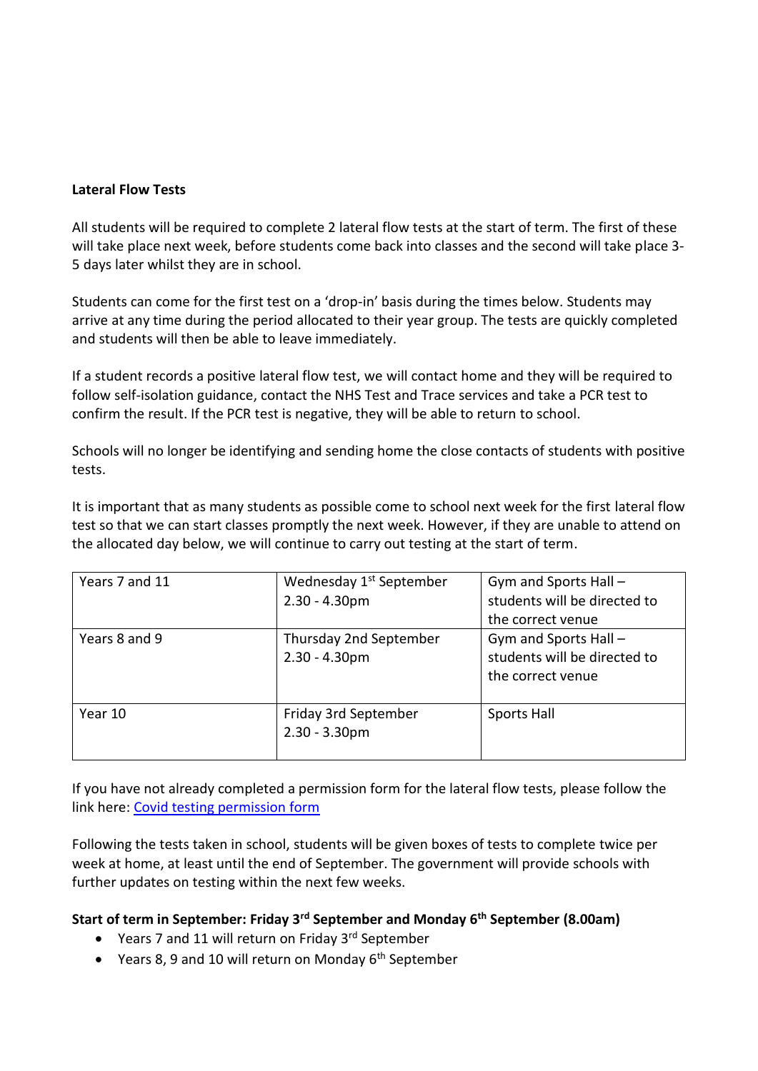**Lateral Flow Tests**

All students will be required to complete 2 lateral flow tests at the start of term. The first of these will take place next week, before students come back into classes and the second will take place 3-5 days later whilst they are in school.

Students can come for the first test on a 'drop-in' basis during the times below. Students may arrive at any time during the period allocated to their year group. The tests are quickly completed and students will then be able to leave immediately.

If a student records a positive lateral flow test, we will contact home and they will be required to follow self-isolation guidance, contact the NHS Test and Trace services and take a PCR test to confirm the result. If the PCR test is negative, they will be able to return to school.

Schools will no longer be identifying and sending home the close contacts of students with positive tests.

It is important that as many students as possible come to school next week for the first lateral flow test so that we can start classes promptly the next week. However, if they are unable to attend on the allocated day below, we will continue to carry out testing at the start of term.

| | | |
|---|---|---|
| Years 7 and 11 | Wednesday 1st September 2.30 - 4.30pm | Gym and Sports Hall – students will be directed to the correct venue |
| Years 8 and 9 | Thursday 2nd September 2.30 - 4.30pm | Gym and Sports Hall – students will be directed to the correct venue |
| Year 10 | Friday 3rd September 2.30 - 3.30pm | Sports Hall |

If you have not already completed a permission form for the lateral flow tests, please follow the link here: [Covid testing permission form]

Following the tests taken in school, students will be given boxes of tests to complete twice per week at home, at least until the end of September. The government will provide schools with further updates on testing within the next few weeks.

**Start of term in September: Friday 3rd September and Monday 6th September (8.00am)**

- Years 7 and 11 will return on Friday 3rd September
- Years 8, 9 and 10 will return on Monday 6th September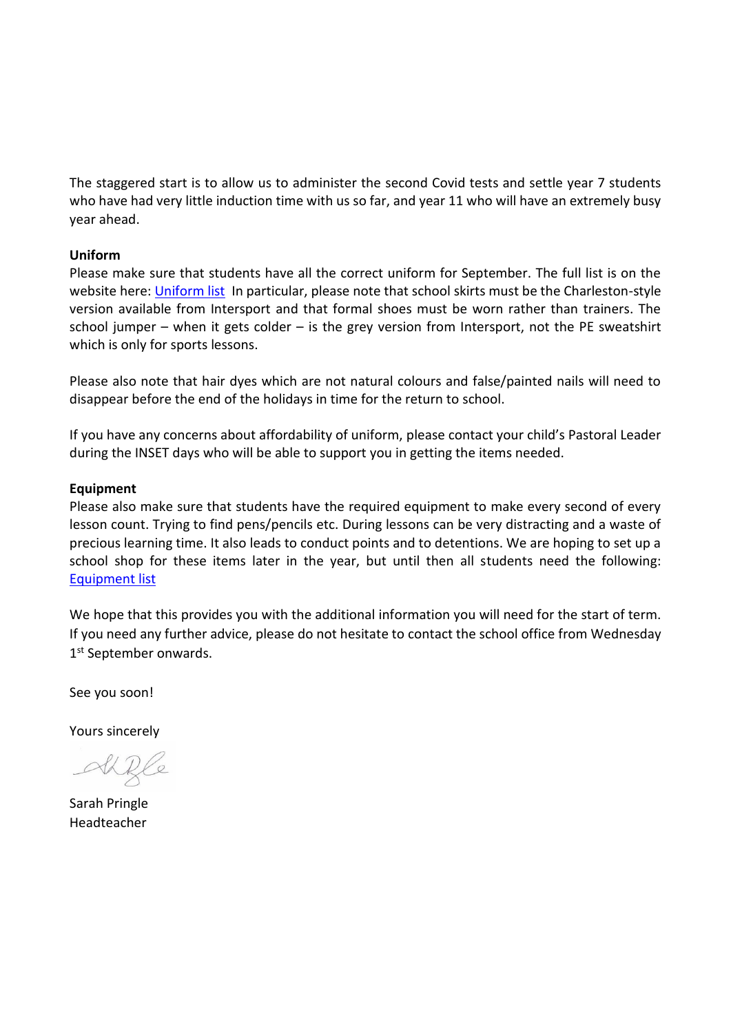The staggered start is to allow us to administer the second Covid tests and settle year 7 students who have had very little induction time with us so far, and year 11 who will have an extremely busy year ahead.

**Uniform**

Please make sure that students have all the correct uniform for September. The full list is on the website here: [Uniform list]() In particular, please note that school skirts must be the Charleston-style version available from Intersport and that formal shoes must be worn rather than trainers. The school jumper – when it gets colder – is the grey version from Intersport, not the PE sweatshirt which is only for sports lessons.

Please also note that hair dyes which are not natural colours and false/painted nails will need to disappear before the end of the holidays in time for the return to school.

If you have any concerns about affordability of uniform, please contact your child's Pastoral Leader during the INSET days who will be able to support you in getting the items needed.

**Equipment**

Please also make sure that students have the required equipment to make every second of every lesson count. Trying to find pens/pencils etc. During lessons can be very distracting and a waste of precious learning time. It also leads to conduct points and to detentions. We are hoping to set up a school shop for these items later in the year, but until then all students need the following: [Equipment list]()

We hope that this provides you with the additional information you will need for the start of term. If you need any further advice, please do not hesitate to contact the school office from Wednesday 1st September onwards.

See you soon!

Yours sincerely

Sarah Pringle
Headteacher